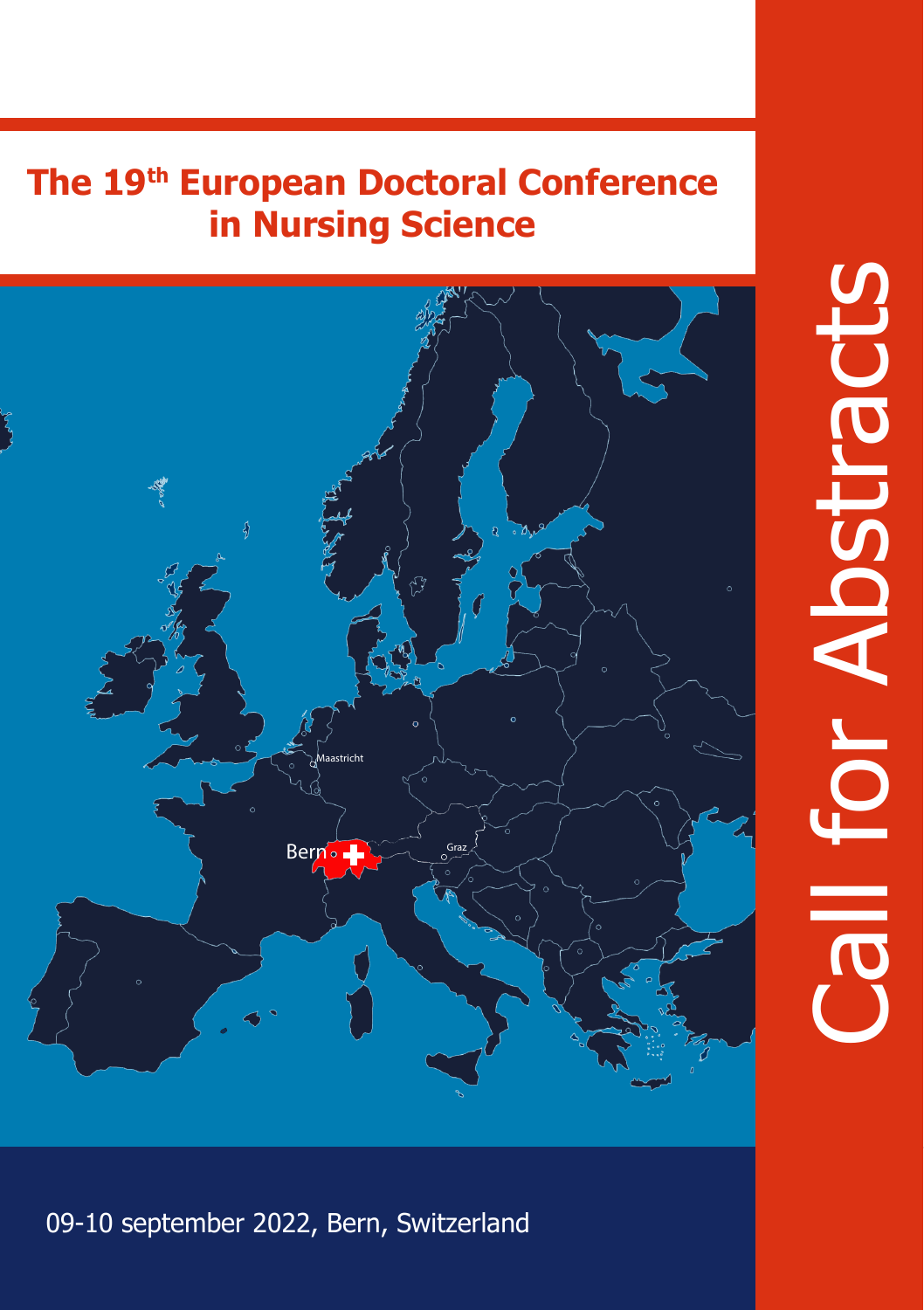# The 19th European Doctoral Conference in Nursing Science

Call for Abstracts

09-10 september 2022, Bern, Switzerland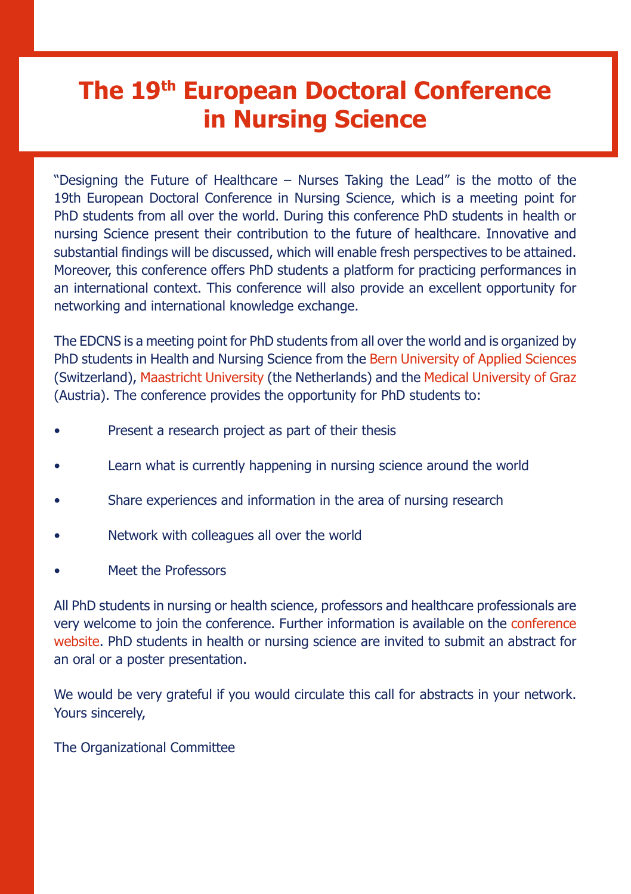# The 19th European Doctoral Conference in Nursing Science

"Designing the Future of Healthcare – Nurses Taking the Lead" is the motto of the 19th European Doctoral Conference in Nursing Science, which is a meeting point for PhD students from all over the world. During this conference PhD students in health or nursing Science present their contribution to the future of healthcare. Innovative and substantial findings will be discussed, which will enable fresh perspectives to be attained. Moreover, this conference offers PhD students a platform for practicing performances in an international context. This conference will also provide an excellent opportunity for networking and international knowledge exchange.

The EDCNS is a meeting point for PhD students from all over the world and is organized by PhD students in Health and Nursing Science from the Bern University of Applied Sciences (Switzerland), Maastricht University (the Netherlands) and the Medical University of Graz (Austria). The conference provides the opportunity for PhD students to:

- Present a research project as part of their thesis
- Learn what is currently happening in nursing science around the world
- Share experiences and information in the area of nursing research
- Network with colleagues all over the world
- Meet the Professors

All PhD students in nursing or health science, professors and healthcare professionals are very welcome to join the conference. Further information is available on the conference website. PhD students in health or nursing science are invited to submit an abstract for an oral or a poster presentation.

We would be very grateful if you would circulate this call for abstracts in your network.
Yours sincerely,

The Organizational Committee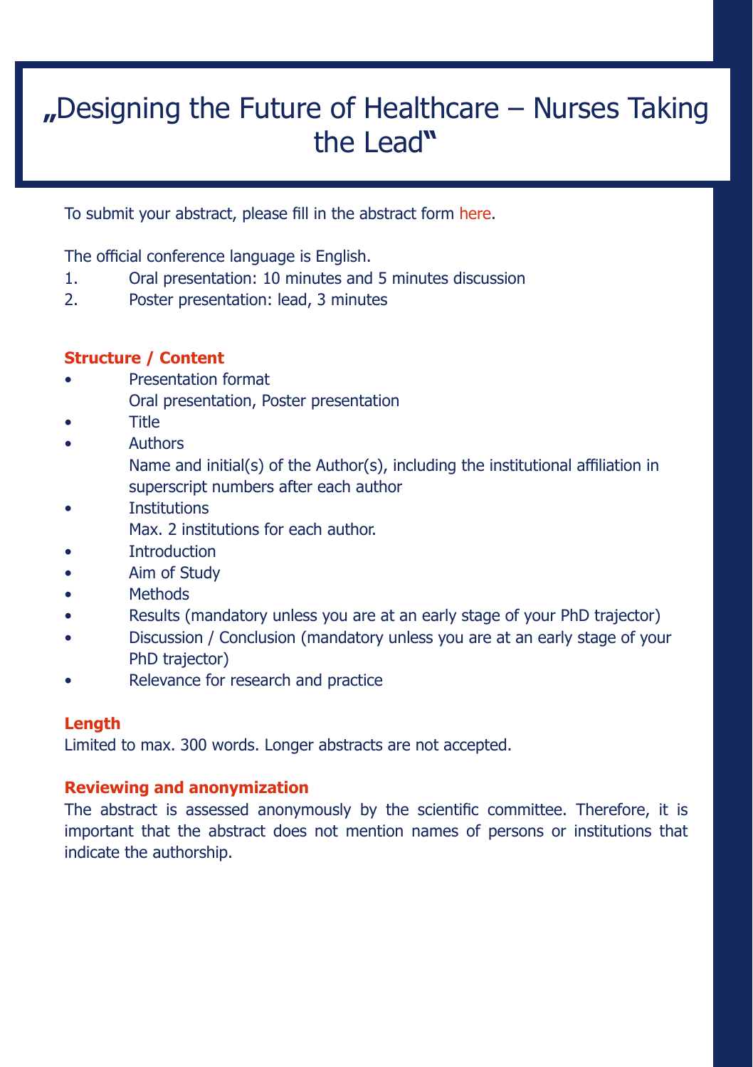# „Designing the Future of Healthcare – Nurses Taking the Lead"

To submit your abstract, please fill in the abstract form here.

The official conference language is English.

1. Oral presentation: 10 minutes and 5 minutes discussion
2. Poster presentation: lead, 3 minutes

## Structure / Content

- Presentation format
  Oral presentation, Poster presentation
- Title
- Authors
  Name and initial(s) of the Author(s), including the institutional affiliation in superscript numbers after each author
- Institutions
  Max. 2 institutions for each author.
- Introduction
- Aim of Study
- Methods
- Results (mandatory unless you are at an early stage of your PhD trajector)
- Discussion / Conclusion (mandatory unless you are at an early stage of your PhD trajector)
- Relevance for research and practice

## Length

Limited to max. 300 words. Longer abstracts are not accepted.

## Reviewing and anonymization

The abstract is assessed anonymously by the scientific committee. Therefore, it is important that the abstract does not mention names of persons or institutions that indicate the authorship.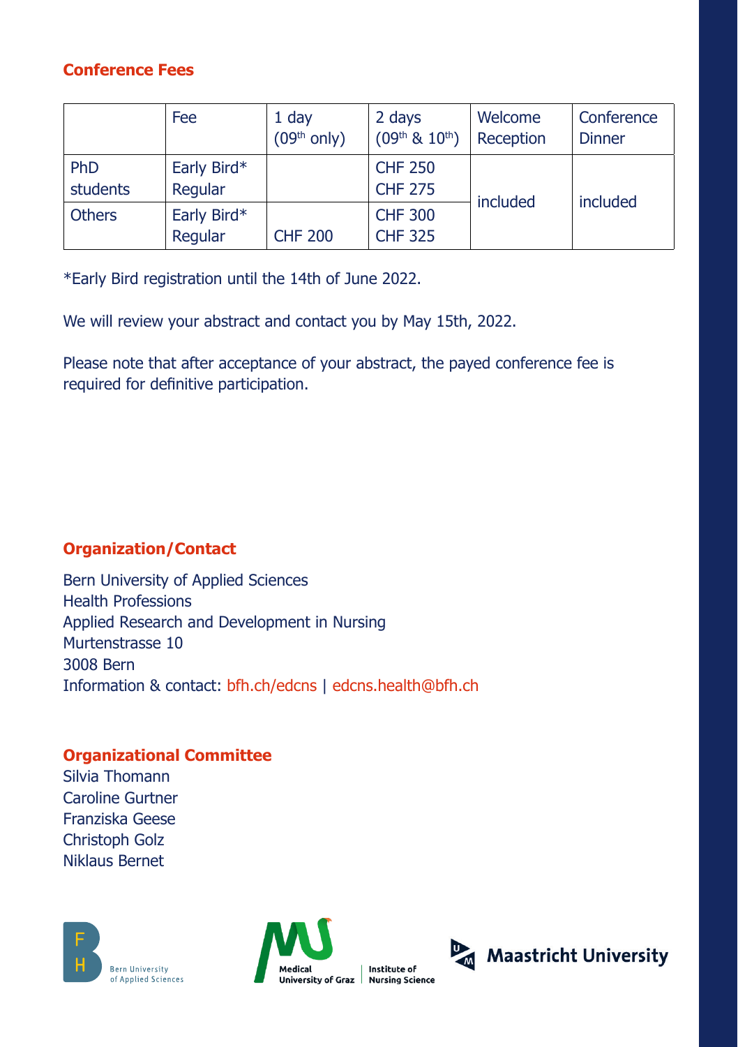## Conference Fees

| | Fee | 1 day (09th only) | 2 days (09th & 10th) | Welcome Reception | Conference Dinner |
|---|---|---|---|---|---|
| PhD students | Early Bird* | | CHF 250 | included | included |
| | Regular | | CHF 275 | | |
| Others | Early Bird* | | CHF 300 | | |
| | Regular | CHF 200 | CHF 325 | | |

*Early Bird registration until the 14th of June 2022.

We will review your abstract and contact you by May 15th, 2022.

Please note that after acceptance of your abstract, the payed conference fee is required for definitive participation.

## Organization/Contact

Bern University of Applied Sciences
Health Professions
Applied Research and Development in Nursing
Murtenstrasse 10
3008 Bern
Information & contact: bfh.ch/edcns | edcns.health@bfh.ch

## Organizational Committee

Silvia Thomann
Caroline Gurtner
Franziska Geese
Christoph Golz
Niklaus Bernet

Bern University of Applied Sciences

Medical University of Graz | Institute of Nursing Science

Maastricht University